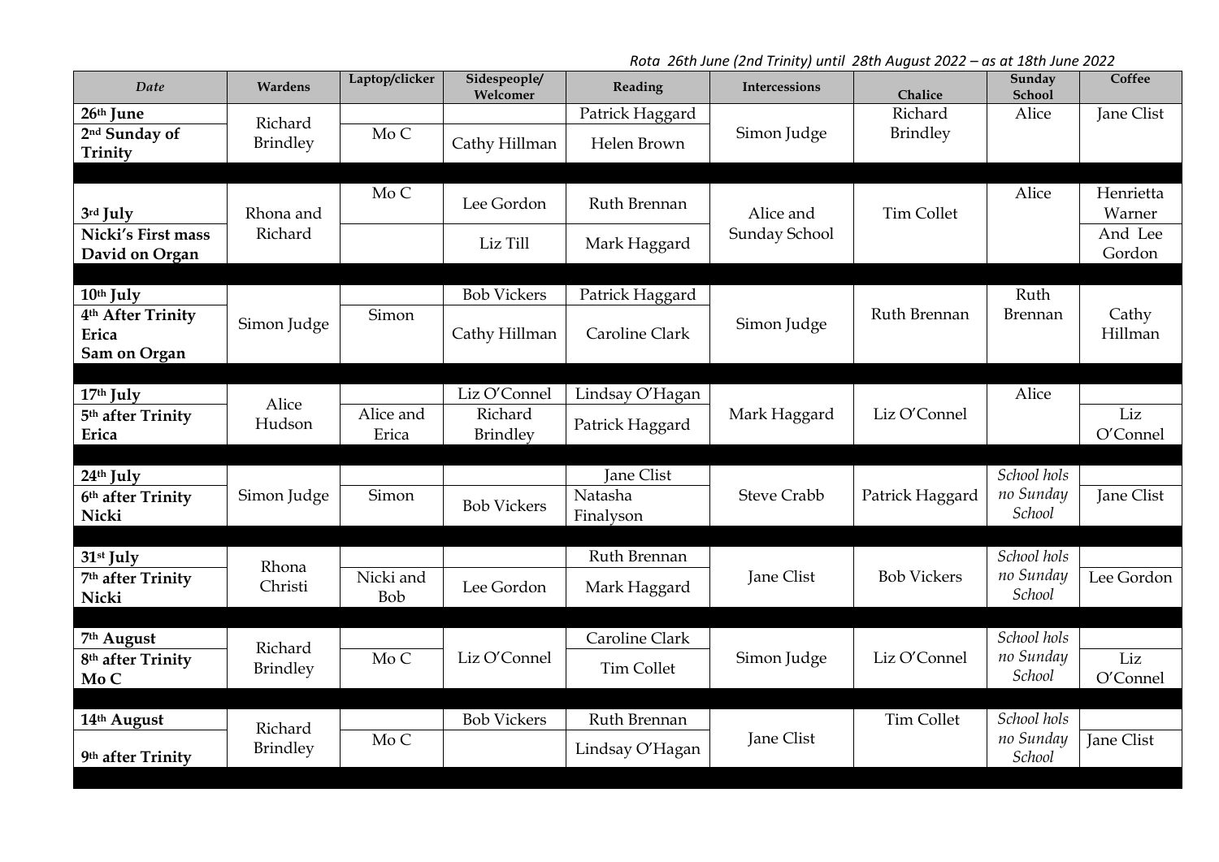*Rota 26th June (2nd Trinity) until 28th August 2022 – as at 18th June 2022*

| *Date* | **Wardens** | **Laptop/clicker** | **Sidespeople/ Welcomer** | **Reading** | **Intercessions** | **Chalice** | **Sunday School** | **Coffee** |
|---|---|---|---|---|---|---|---|---|
| **26th June** | Richard Brindley | | | Patrick Haggard | Simon Judge | Richard Brindley | Alice | Jane Clist |
| **2nd Sunday of Trinity** | | Mo C | Cathy Hillman | Helen Brown | | | | |
| | | | | | | | | |
| **3rd July** | Rhona and Richard | Mo C | Lee Gordon | Ruth Brennan | Alice and Sunday School | Tim Collet | Alice | Henrietta Warner |
| **Nicki's First mass David on Organ** | | | Liz Till | Mark Haggard | | | | And Lee Gordon |
| | | | | | | | | |
| **10th July** | Simon Judge | | Bob Vickers | Patrick Haggard | Simon Judge | Ruth Brennan | Ruth Brennan | Cathy Hillman |
| **4th After Trinity Erica Sam on Organ** | | Simon | Cathy Hillman | Caroline Clark | | | | |
| | | | | | | | | |
| **17th July** | Alice Hudson | | Liz O'Connel | Lindsay O'Hagan | Mark Haggard | Liz O'Connel | Alice | |
| **5th after Trinity Erica** | | Alice and Erica | Richard Brindley | Patrick Haggard | | | | Liz O'Connel |
| | | | | | | | | |
| **24th July** | Simon Judge | | | Jane Clist | Steve Crabb | Patrick Haggard | *School hols no Sunday School* | |
| **6th after Trinity Nicki** | | Simon | Bob Vickers | Natasha Finalyson | | | | Jane Clist |
| | | | | | | | | |
| **31st July** | Rhona Christi | | | Ruth Brennan | Jane Clist | Bob Vickers | *School hols no Sunday School* | |
| **7th after Trinity Nicki** | | Nicki and Bob | Lee Gordon | Mark Haggard | | | | Lee Gordon |
| | | | | | | | | |
| **7th August** | Richard Brindley | | Liz O'Connel | Caroline Clark | Simon Judge | Liz O'Connel | *School hols no Sunday School* | |
| **8th after Trinity Mo C** | | Mo C | | Tim Collet | | | | Liz O'Connel |
| | | | | | | | | |
| **14th August** | Richard Brindley | | Bob Vickers | Ruth Brennan | Jane Clist | Tim Collet | *School hols no Sunday School* | |
| **9th after Trinity** | | Mo C | | Lindsay O'Hagan | | | | Jane Clist |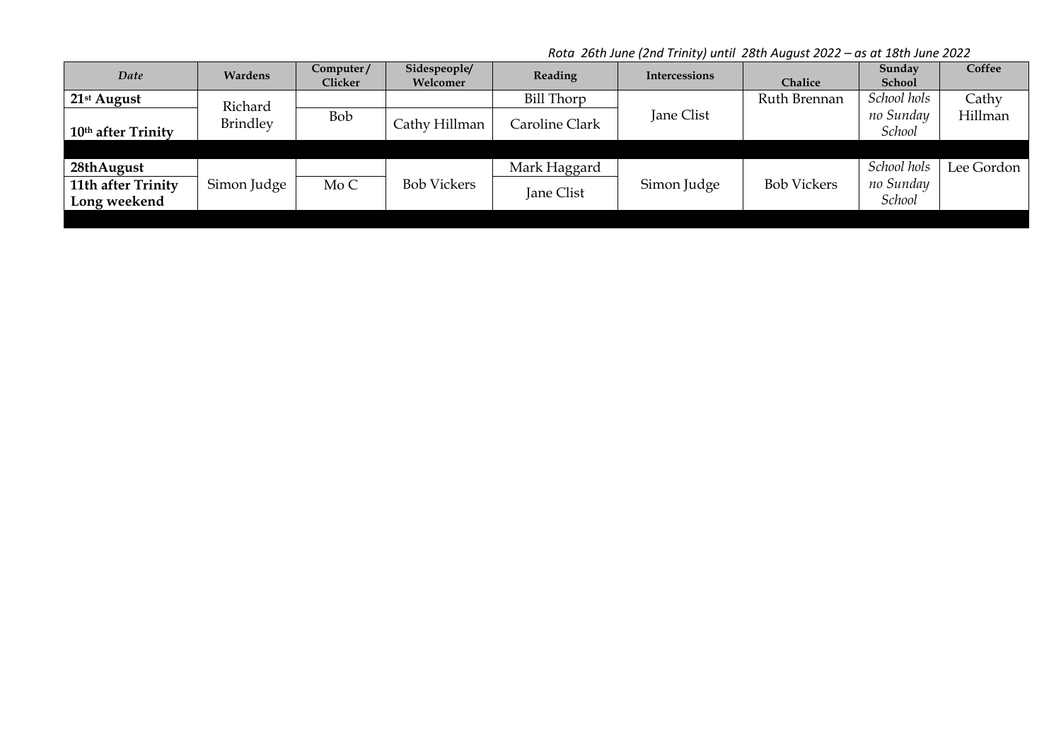*Rota 26th June (2nd Trinity) until 28th August 2022 – as at 18th June 2022*

| *Date* | **Wardens** | **Computer / Clicker** | **Sidespeople/ Welcomer** | **Reading** | **Intercessions** | **Chalice** | **Sunday School** | **Coffee** |
|---|---|---|---|---|---|---|---|---|
| **21st August** **10th after Trinity** | Richard Brindley | Bob | Cathy Hillman | Bill Thorp Caroline Clark | Jane Clist | Ruth Brennan | *School hols no Sunday School* | Cathy Hillman |
| | | | | | | | | |
| **28thAugust** **11th after Trinity** **Long weekend** | Simon Judge | Mo C | Bob Vickers | Mark Haggard Jane Clist | Simon Judge | Bob Vickers | *School hols no Sunday School* | Lee Gordon |
| | | | | | | | | |